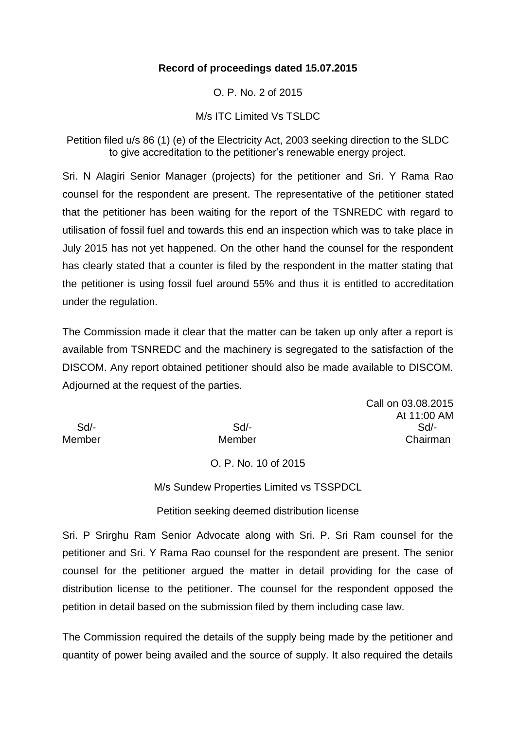**Record of proceedings dated 15.07.2015**

O. P. No. 2 of 2015

M/s ITC Limited Vs TSLDC

Petition filed u/s 86 (1) (e) of the Electricity Act, 2003 seeking direction to the SLDC to give accreditation to the petitioner's renewable energy project.

Sri. N Alagiri Senior Manager (projects) for the petitioner and Sri. Y Rama Rao counsel for the respondent are present. The representative of the petitioner stated that the petitioner has been waiting for the report of the TSNREDC with regard to utilisation of fossil fuel and towards this end an inspection which was to take place in July 2015 has not yet happened. On the other hand the counsel for the respondent has clearly stated that a counter is filed by the respondent in the matter stating that the petitioner is using fossil fuel around 55% and thus it is entitled to accreditation under the regulation.

The Commission made it clear that the matter can be taken up only after a report is available from TSNREDC and the machinery is segregated to the satisfaction of the DISCOM. Any report obtained petitioner should also be made available to DISCOM. Adjourned at the request of the parties.

Call on 03.08.2015
At 11:00 AM

| Sd/- | Sd/- | Sd/- |
|---|---|---|
| Member | Member | Chairman |

O. P. No. 10 of 2015

M/s Sundew Properties Limited vs TSSPDCL

Petition seeking deemed distribution license

Sri. P Srirghu Ram Senior Advocate along with Sri. P. Sri Ram counsel for the petitioner and Sri. Y Rama Rao counsel for the respondent are present. The senior counsel for the petitioner argued the matter in detail providing for the case of distribution license to the petitioner. The counsel for the respondent opposed the petition in detail based on the submission filed by them including case law.

The Commission required the details of the supply being made by the petitioner and quantity of power being availed and the source of supply. It also required the details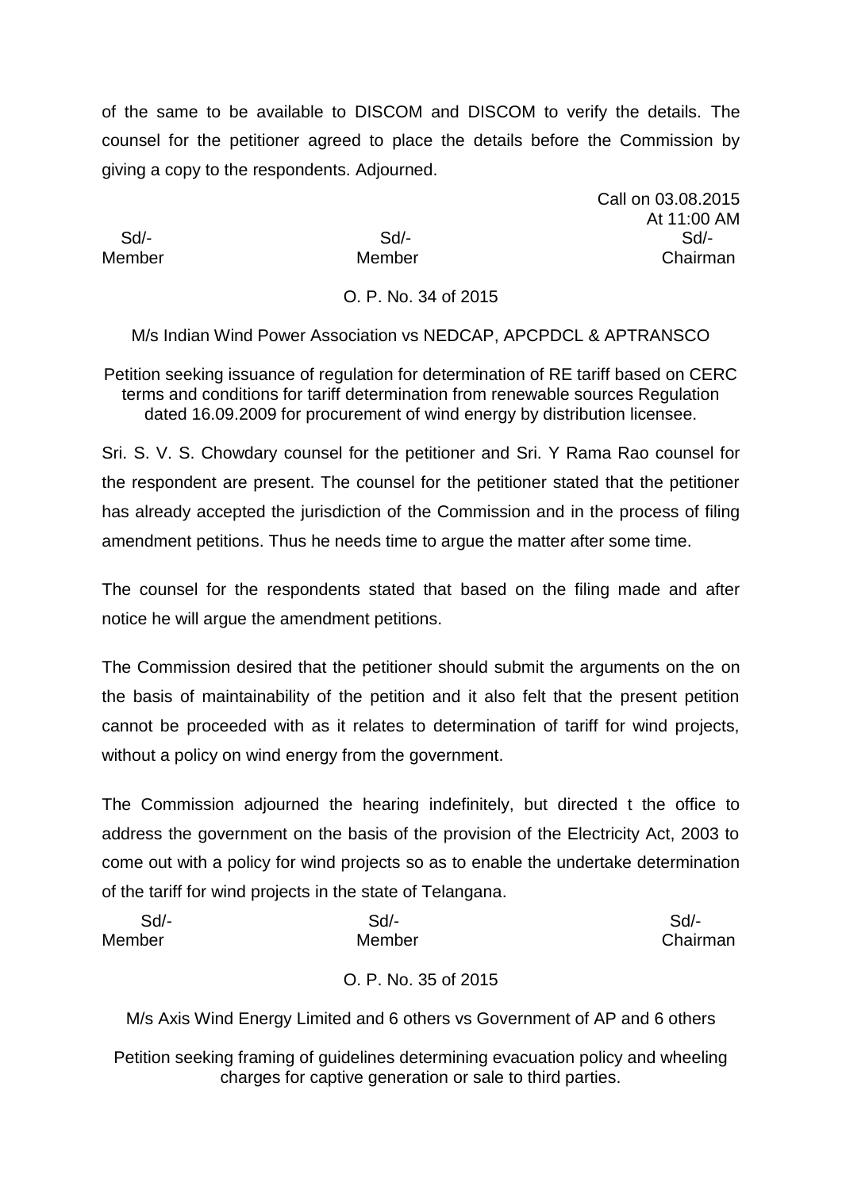of the same to be available to DISCOM and DISCOM to verify the details. The counsel for the petitioner agreed to place the details before the Commission by giving a copy to the respondents. Adjourned.

Call on 03.08.2015
At 11:00 AM

| Sd/- | Sd/- | Sd/- |
|---|---|---|
| Member | Member | Chairman |

O. P. No. 34 of 2015

M/s Indian Wind Power Association vs NEDCAP, APCPDCL & APTRANSCO

Petition seeking issuance of regulation for determination of RE tariff based on CERC terms and conditions for tariff determination from renewable sources Regulation dated 16.09.2009 for procurement of wind energy by distribution licensee.

Sri. S. V. S. Chowdary counsel for the petitioner and Sri. Y Rama Rao counsel for the respondent are present. The counsel for the petitioner stated that the petitioner has already accepted the jurisdiction of the Commission and in the process of filing amendment petitions. Thus he needs time to argue the matter after some time.

The counsel for the respondents stated that based on the filing made and after notice he will argue the amendment petitions.

The Commission desired that the petitioner should submit the arguments on the on the basis of maintainability of the petition and it also felt that the present petition cannot be proceeded with as it relates to determination of tariff for wind projects, without a policy on wind energy from the government.

The Commission adjourned the hearing indefinitely, but directed t the office to address the government on the basis of the provision of the Electricity Act, 2003 to come out with a policy for wind projects so as to enable the undertake determination of the tariff for wind projects in the state of Telangana.

| Sd/- | Sd/- | Sd/- |
|---|---|---|
| Member | Member | Chairman |

O. P. No. 35 of 2015

M/s Axis Wind Energy Limited and 6 others vs Government of AP and 6 others

Petition seeking framing of guidelines determining evacuation policy and wheeling charges for captive generation or sale to third parties.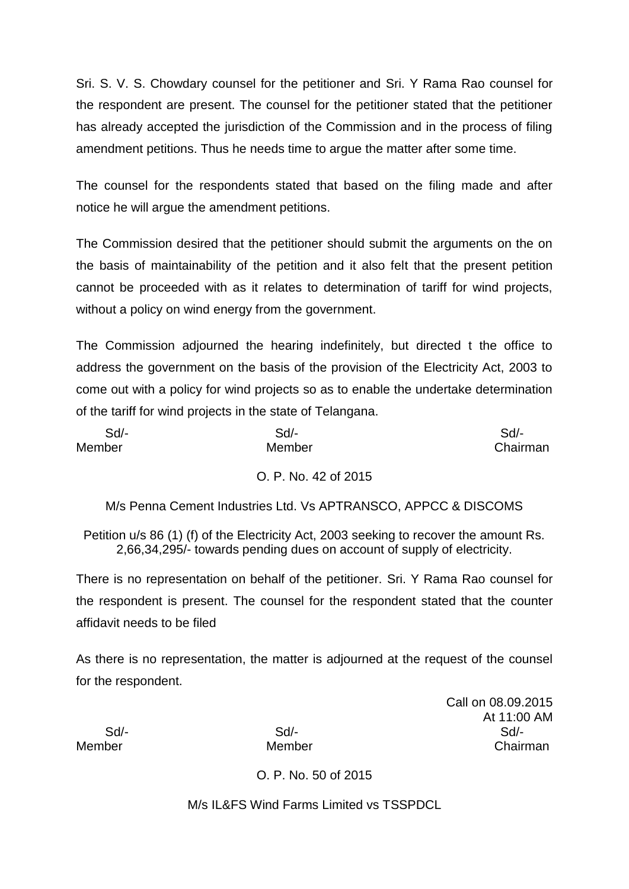Sri. S. V. S. Chowdary counsel for the petitioner and Sri. Y Rama Rao counsel for the respondent are present. The counsel for the petitioner stated that the petitioner has already accepted the jurisdiction of the Commission and in the process of filing amendment petitions. Thus he needs time to argue the matter after some time.

The counsel for the respondents stated that based on the filing made and after notice he will argue the amendment petitions.

The Commission desired that the petitioner should submit the arguments on the on the basis of maintainability of the petition and it also felt that the present petition cannot be proceeded with as it relates to determination of tariff for wind projects, without a policy on wind energy from the government.

The Commission adjourned the hearing indefinitely, but directed t the office to address the government on the basis of the provision of the Electricity Act, 2003 to come out with a policy for wind projects so as to enable the undertake determination of the tariff for wind projects in the state of Telangana.

| Sd/- | Sd/- | Sd/- |
|---|---|---|
| Member | Member | Chairman |

O. P. No. 42 of 2015

M/s Penna Cement Industries Ltd. Vs APTRANSCO, APPCC & DISCOMS

Petition u/s 86 (1) (f) of the Electricity Act, 2003 seeking to recover the amount Rs. 2,66,34,295/- towards pending dues on account of supply of electricity.

There is no representation on behalf of the petitioner. Sri. Y Rama Rao counsel for the respondent is present. The counsel for the respondent stated that the counter affidavit needs to be filed

As there is no representation, the matter is adjourned at the request of the counsel for the respondent.

Call on 08.09.2015
At 11:00 AM

| Sd/- | Sd/- | Sd/- |
|---|---|---|
| Member | Member | Chairman |

O. P. No. 50 of 2015

M/s IL&FS Wind Farms Limited vs TSSPDCL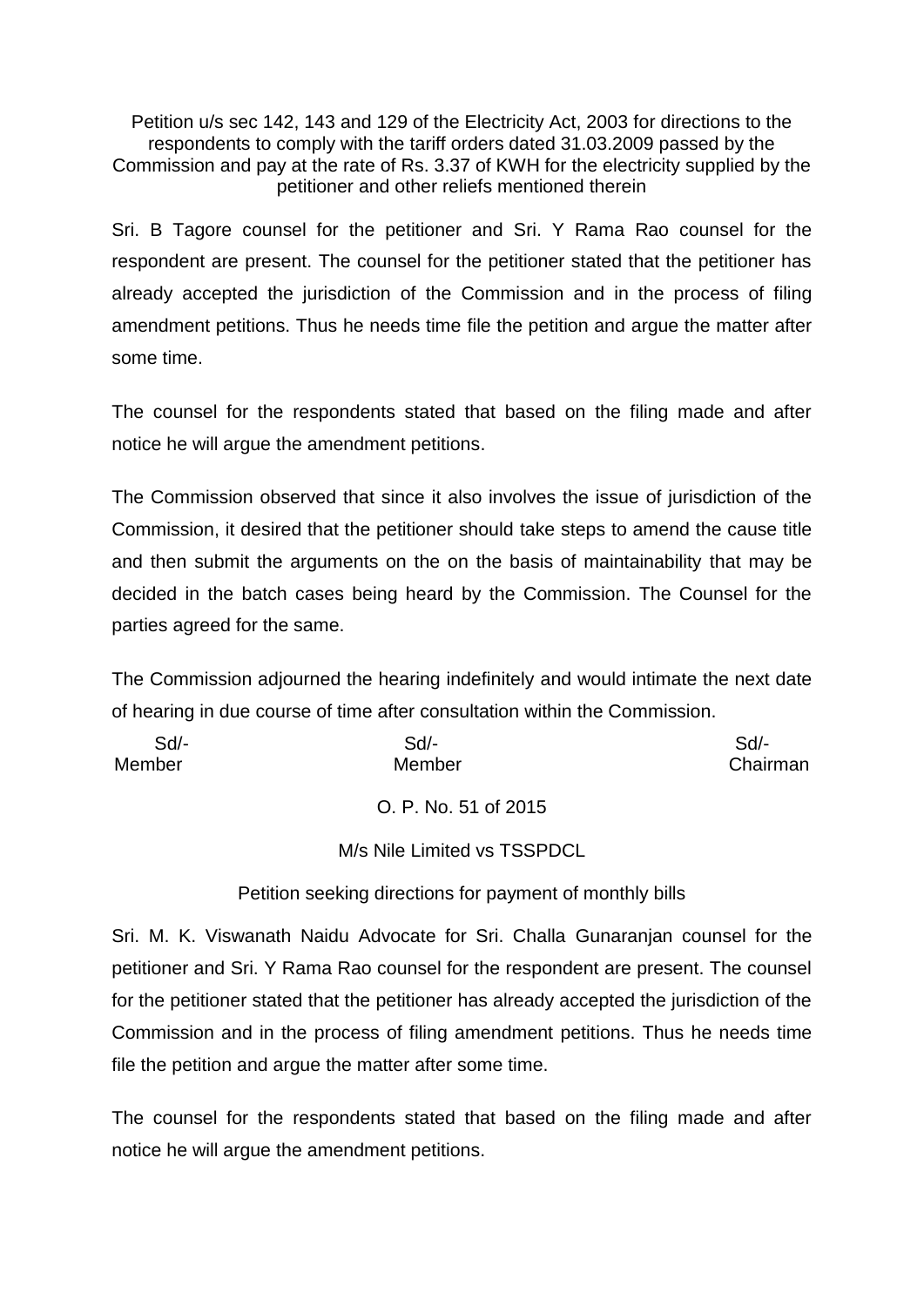Petition u/s sec 142, 143 and 129 of the Electricity Act, 2003 for directions to the respondents to comply with the tariff orders dated 31.03.2009 passed by the Commission and pay at the rate of Rs. 3.37 of KWH for the electricity supplied by the petitioner and other reliefs mentioned therein

Sri. B Tagore counsel for the petitioner and Sri. Y Rama Rao counsel for the respondent are present. The counsel for the petitioner stated that the petitioner has already accepted the jurisdiction of the Commission and in the process of filing amendment petitions. Thus he needs time file the petition and argue the matter after some time.

The counsel for the respondents stated that based on the filing made and after notice he will argue the amendment petitions.

The Commission observed that since it also involves the issue of jurisdiction of the Commission, it desired that the petitioner should take steps to amend the cause title and then submit the arguments on the on the basis of maintainability that may be decided in the batch cases being heard by the Commission. The Counsel for the parties agreed for the same.

The Commission adjourned the hearing indefinitely and would intimate the next date of hearing in due course of time after consultation within the Commission.

| Sd/- | Sd/- | Sd/- |
|---|---|---|
| Member | Member | Chairman |

O. P. No. 51 of 2015

M/s Nile Limited vs TSSPDCL

Petition seeking directions for payment of monthly bills

Sri. M. K. Viswanath Naidu Advocate for Sri. Challa Gunaranjan counsel for the petitioner and Sri. Y Rama Rao counsel for the respondent are present. The counsel for the petitioner stated that the petitioner has already accepted the jurisdiction of the Commission and in the process of filing amendment petitions. Thus he needs time file the petition and argue the matter after some time.

The counsel for the respondents stated that based on the filing made and after notice he will argue the amendment petitions.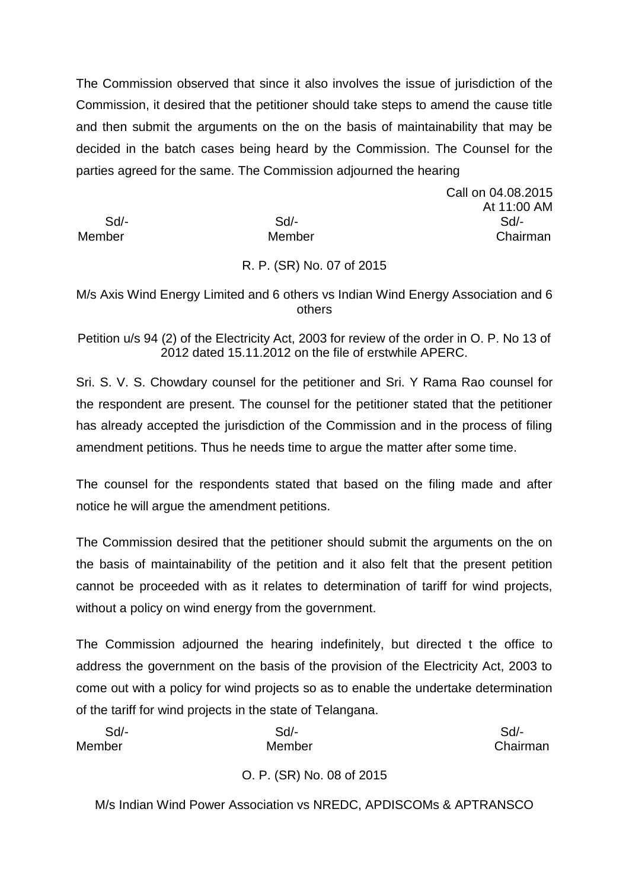The Commission observed that since it also involves the issue of jurisdiction of the Commission, it desired that the petitioner should take steps to amend the cause title and then submit the arguments on the on the basis of maintainability that may be decided in the batch cases being heard by the Commission. The Counsel for the parties agreed for the same. The Commission adjourned the hearing

Call on 04.08.2015
At 11:00 AM

| Sd/- | Sd/- | Sd/- |
|---|---|---|
| Member | Member | Chairman |

R. P. (SR) No. 07 of 2015

M/s Axis Wind Energy Limited and 6 others vs Indian Wind Energy Association and 6 others

Petition u/s 94 (2) of the Electricity Act, 2003 for review of the order in O. P. No 13 of 2012 dated 15.11.2012 on the file of erstwhile APERC.

Sri. S. V. S. Chowdary counsel for the petitioner and Sri. Y Rama Rao counsel for the respondent are present. The counsel for the petitioner stated that the petitioner has already accepted the jurisdiction of the Commission and in the process of filing amendment petitions. Thus he needs time to argue the matter after some time.

The counsel for the respondents stated that based on the filing made and after notice he will argue the amendment petitions.

The Commission desired that the petitioner should submit the arguments on the on the basis of maintainability of the petition and it also felt that the present petition cannot be proceeded with as it relates to determination of tariff for wind projects, without a policy on wind energy from the government.

The Commission adjourned the hearing indefinitely, but directed t the office to address the government on the basis of the provision of the Electricity Act, 2003 to come out with a policy for wind projects so as to enable the undertake determination of the tariff for wind projects in the state of Telangana.

| Sd/- | Sd/- | Sd/- |
|---|---|---|
| Member | Member | Chairman |

O. P. (SR) No. 08 of 2015

M/s Indian Wind Power Association vs NREDC, APDISCOMs & APTRANSCO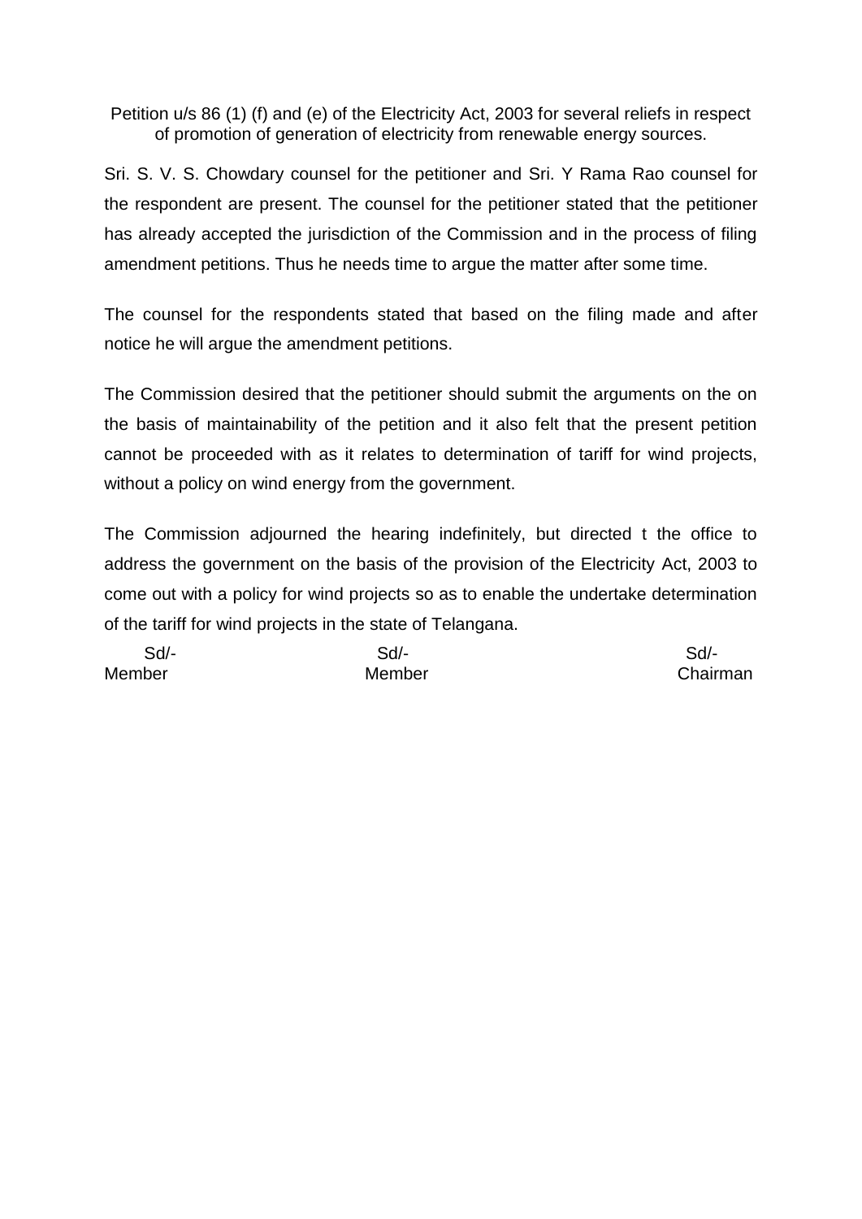Petition u/s 86 (1) (f) and (e) of the Electricity Act, 2003 for several reliefs in respect of promotion of generation of electricity from renewable energy sources.

Sri. S. V. S. Chowdary counsel for the petitioner and Sri. Y Rama Rao counsel for the respondent are present. The counsel for the petitioner stated that the petitioner has already accepted the jurisdiction of the Commission and in the process of filing amendment petitions. Thus he needs time to argue the matter after some time.

The counsel for the respondents stated that based on the filing made and after notice he will argue the amendment petitions.

The Commission desired that the petitioner should submit the arguments on the on the basis of maintainability of the petition and it also felt that the present petition cannot be proceeded with as it relates to determination of tariff for wind projects, without a policy on wind energy from the government.

The Commission adjourned the hearing indefinitely, but directed t the office to address the government on the basis of the provision of the Electricity Act, 2003 to come out with a policy for wind projects so as to enable the undertake determination of the tariff for wind projects in the state of Telangana.

| Sd/- | Sd/- | Sd/- |
|---|---|---|
| Member | Member | Chairman |